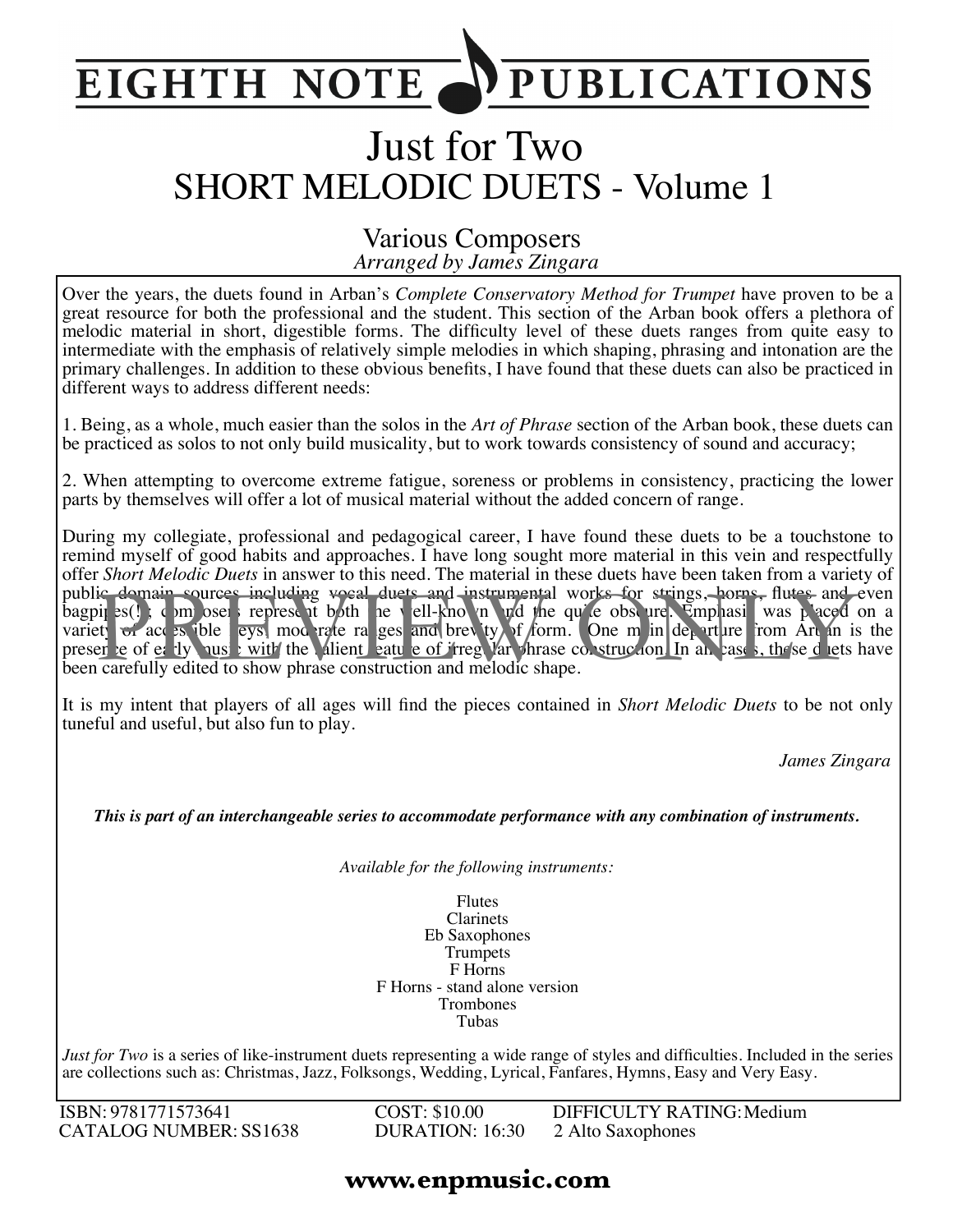# EIGHTH NOTE PUBLICATIONS

# Just for Two
## SHORT MELODIC DUETS - Volume 1

Various Composers
*Arranged by James Zingara*

Over the years, the duets found in Arban's *Complete Conservatory Method for Trumpet* have proven to be a great resource for both the professional and the student. This section of the Arban book offers a plethora of melodic material in short, digestible forms. The difficulty level of these duets ranges from quite easy to intermediate with the emphasis of relatively simple melodies in which shaping, phrasing and intonation are the primary challenges. In addition to these obvious benefits, I have found that these duets can also be practiced in different ways to address different needs:

1. Being, as a whole, much easier than the solos in the *Art of Phrase* section of the Arban book, these duets can be practiced as solos to not only build musicality, but to work towards consistency of sound and accuracy;

2. When attempting to overcome extreme fatigue, soreness or problems in consistency, practicing the lower parts by themselves will offer a lot of musical material without the added concern of range.

During my collegiate, professional and pedagogical career, I have found these duets to be a touchstone to remind myself of good habits and approaches. I have long sought more material in this vein and respectfully offer *Short Melodic Duets* in answer to this need. The material in these duets have been taken from a variety of public domain sources including vocal duets and instrumental works for strings, horns, flutes and even bagpipes(!); composers represent both the well-known and the quite obscure. Emphasis was placed on a variety of accessible keys, moderate ranges and brevity of form. One main departure from Arban is the presence of early music with the salient feature of irregular phrase construction. In all cases, these duets have been carefully edited to show phrase construction and melodic shape.

It is my intent that players of all ages will find the pieces contained in *Short Melodic Duets* to be not only tuneful and useful, but also fun to play.

*James Zingara*

***This is part of an interchangeable series to accommodate performance with any combination of instruments.***

*Available for the following instruments:*

Flutes
Clarinets
Eb Saxophones
Trumpets
F Horns
F Horns - stand alone version
Trombones
Tubas

*Just for Two* is a series of like-instrument duets representing a wide range of styles and difficulties. Included in the series are collections such as: Christmas, Jazz, Folksongs, Wedding, Lyrical, Fanfares, Hymns, Easy and Very Easy.

ISBN: 9781771573641
CATALOG NUMBER: SS1638
COST: $10.00
DURATION: 16:30
DIFFICULTY RATING: Medium
2 Alto Saxophones

**www.enpmusic.com**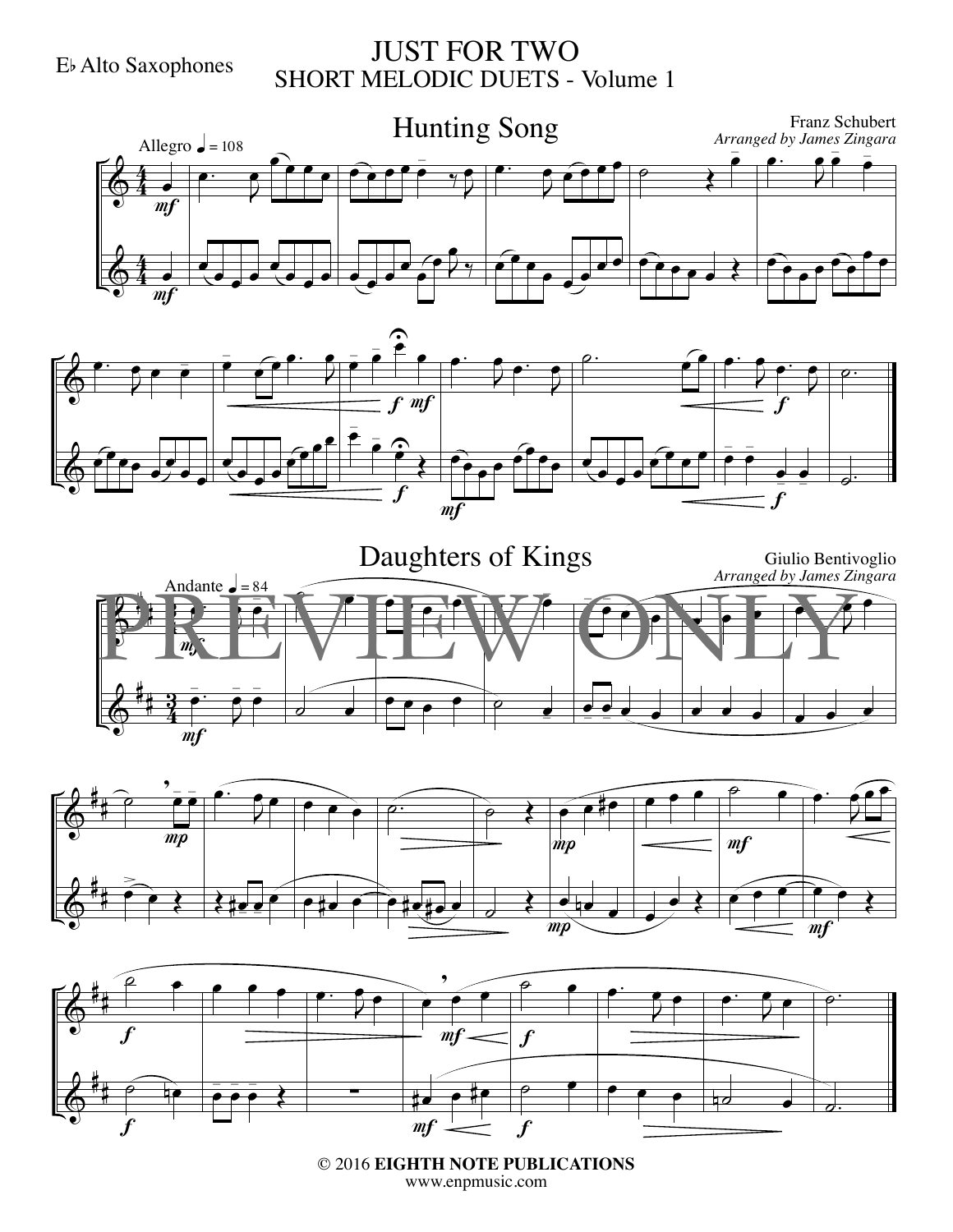E♭ Alto Saxophones

# JUST FOR TWO
## SHORT MELODIC DUETS - Volume 1

### Hunting Song

Franz Schubert
*Arranged by James Zingara*

Allegro ♩ = 108

### Daughters of Kings

Giulio Bentivoglio
*Arranged by James Zingara*

Andante ♩ = 84

PREVIEW ONLY

© 2016 **EIGHTH NOTE PUBLICATIONS**
www.enpmusic.com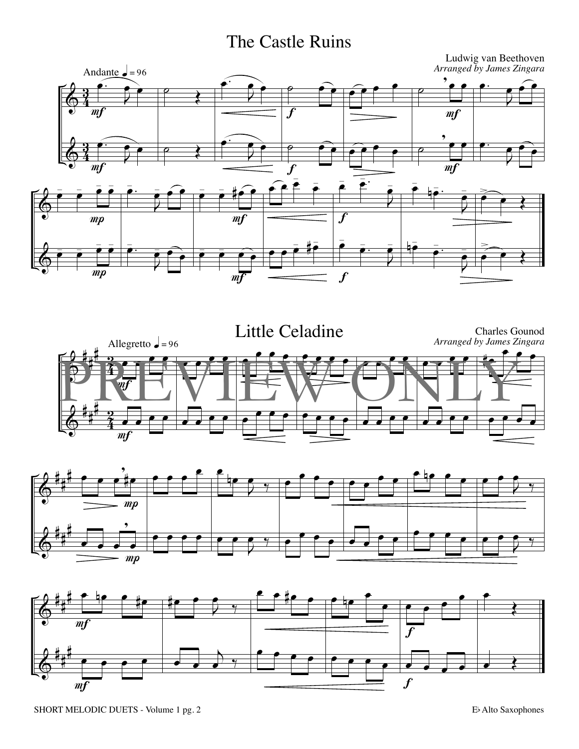# The Castle Ruins

Ludwig van Beethoven
*Arranged by James Zingara*

Andante ♩= 96

# Little Celadine

Charles Gounod
*Arranged by James Zingara*

Allegretto ♩= 96

PREVIEW ONLY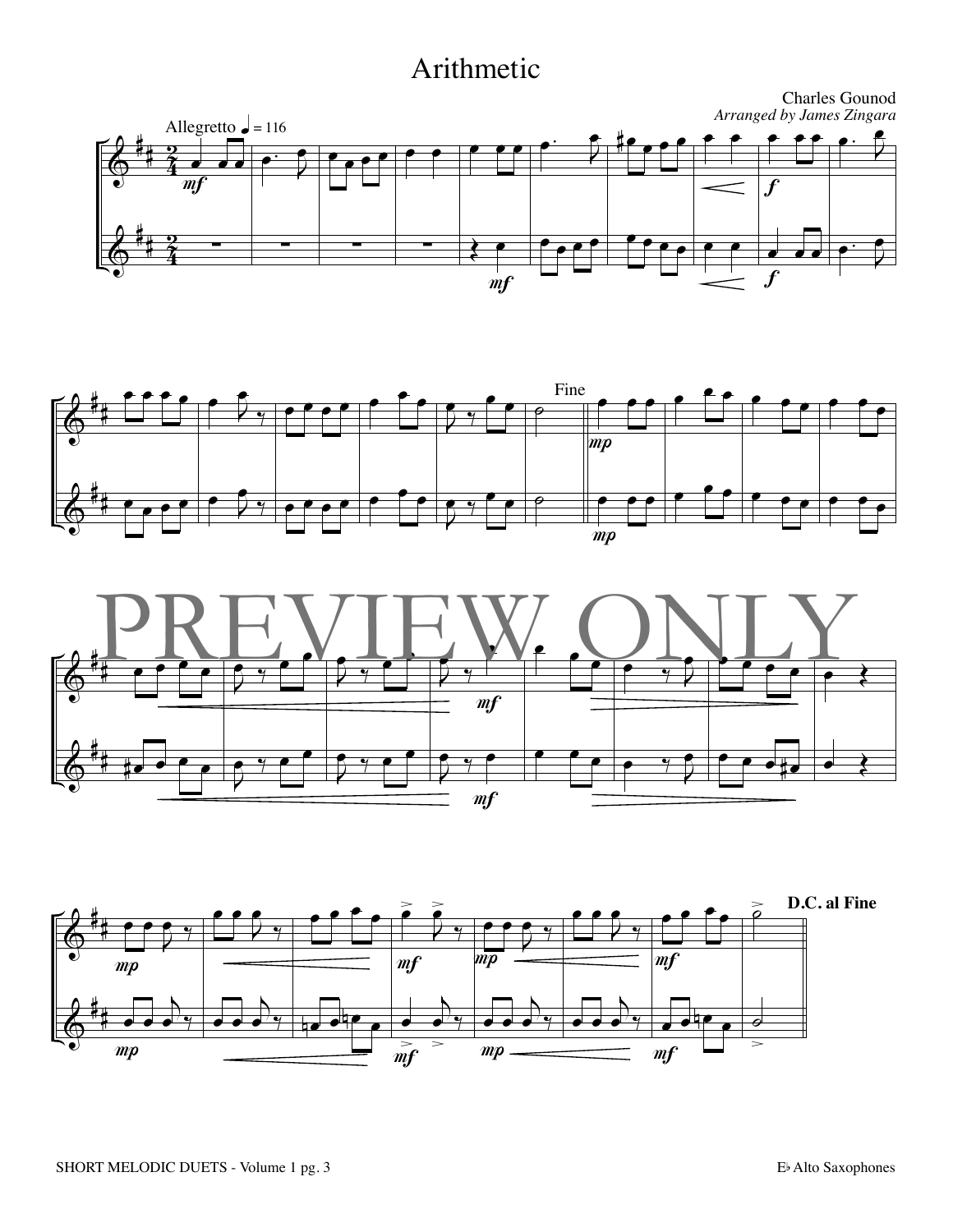# Arithmetic

Charles Gounod
*Arranged by James Zingara*

Allegretto ♩ = 116

PREVIEW ONLY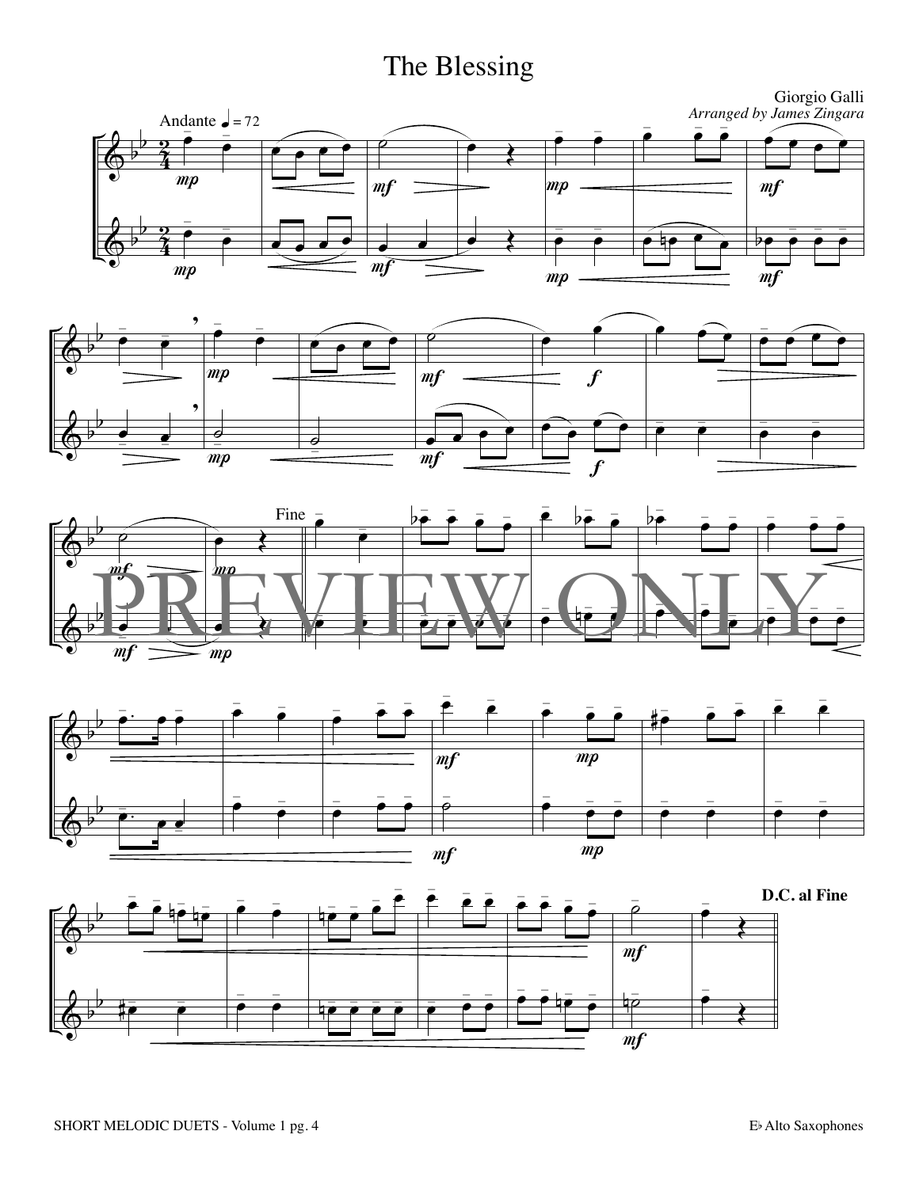# The Blessing

Giorgio Galli

*Arranged by James Zingara*

Andante ♩ = 72

Fine

PREVIEW ONLY

**D.C. al Fine**

SHORT MELODIC DUETS - Volume 1 pg. 4

E♭ Alto Saxophones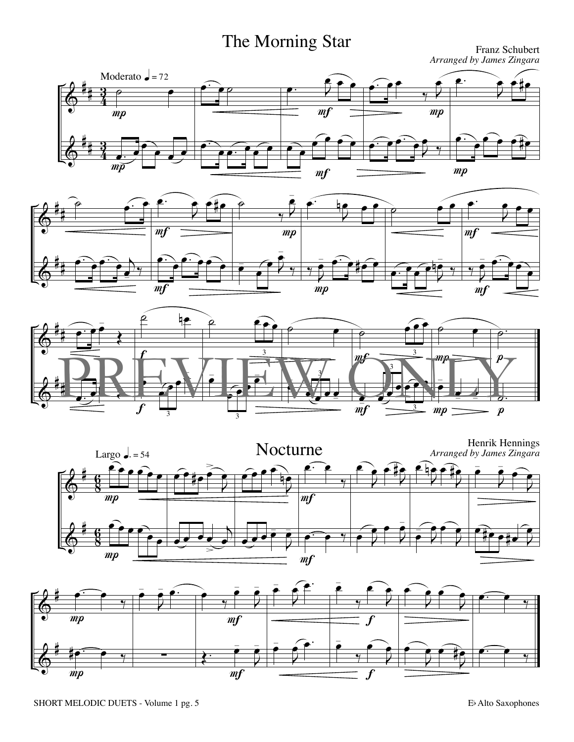# The Morning Star

Franz Schubert
*Arranged by James Zingara*

Moderato ♩ = 72

# Nocturne

Henrik Hennings
*Arranged by James Zingara*

Largo ♩. = 54

PREVIEW ONLY

SHORT MELODIC DUETS - Volume 1 pg. 5

E♭ Alto Saxophones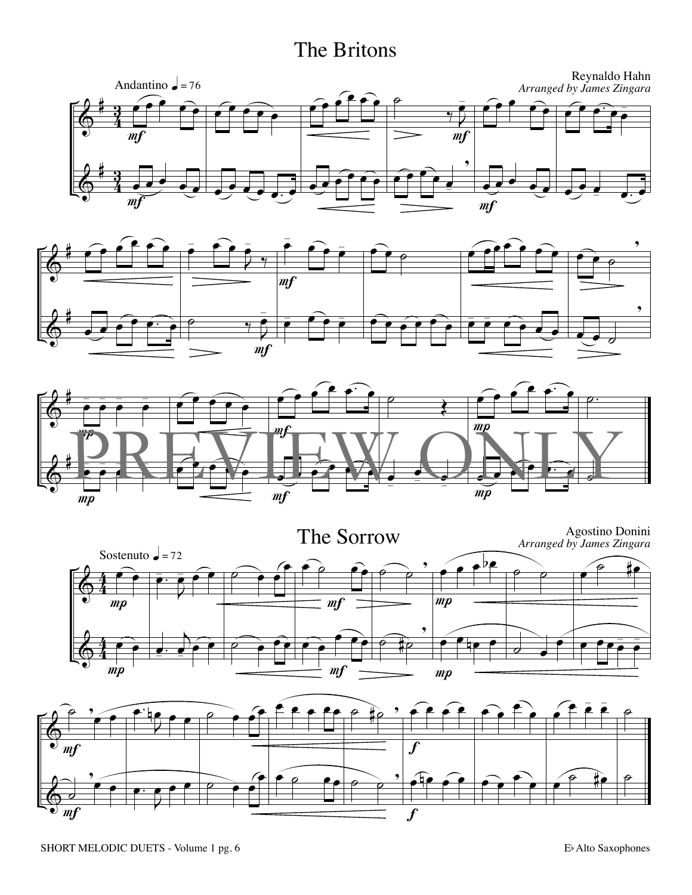# The Britons

Reynaldo Hahn
*Arranged by James Zingara*

Andantino ♩ = 76

PREVIEW ONLY

# The Sorrow

Agostino Donini
*Arranged by James Zingara*

Sostenuto ♩ = 72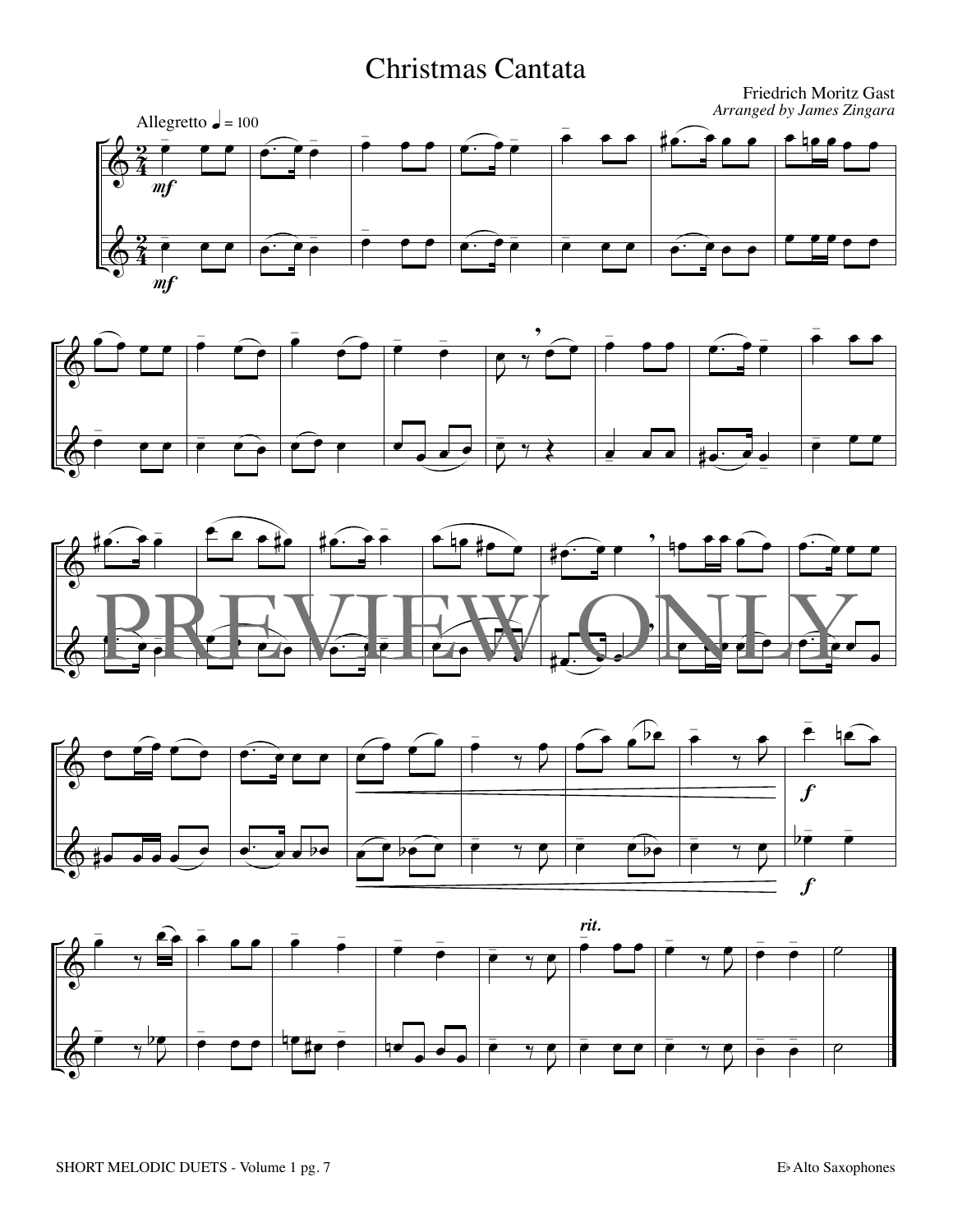# Christmas Cantata

Friedrich Moritz Gast

*Arranged by James Zingara*

Allegretto ♩ = 100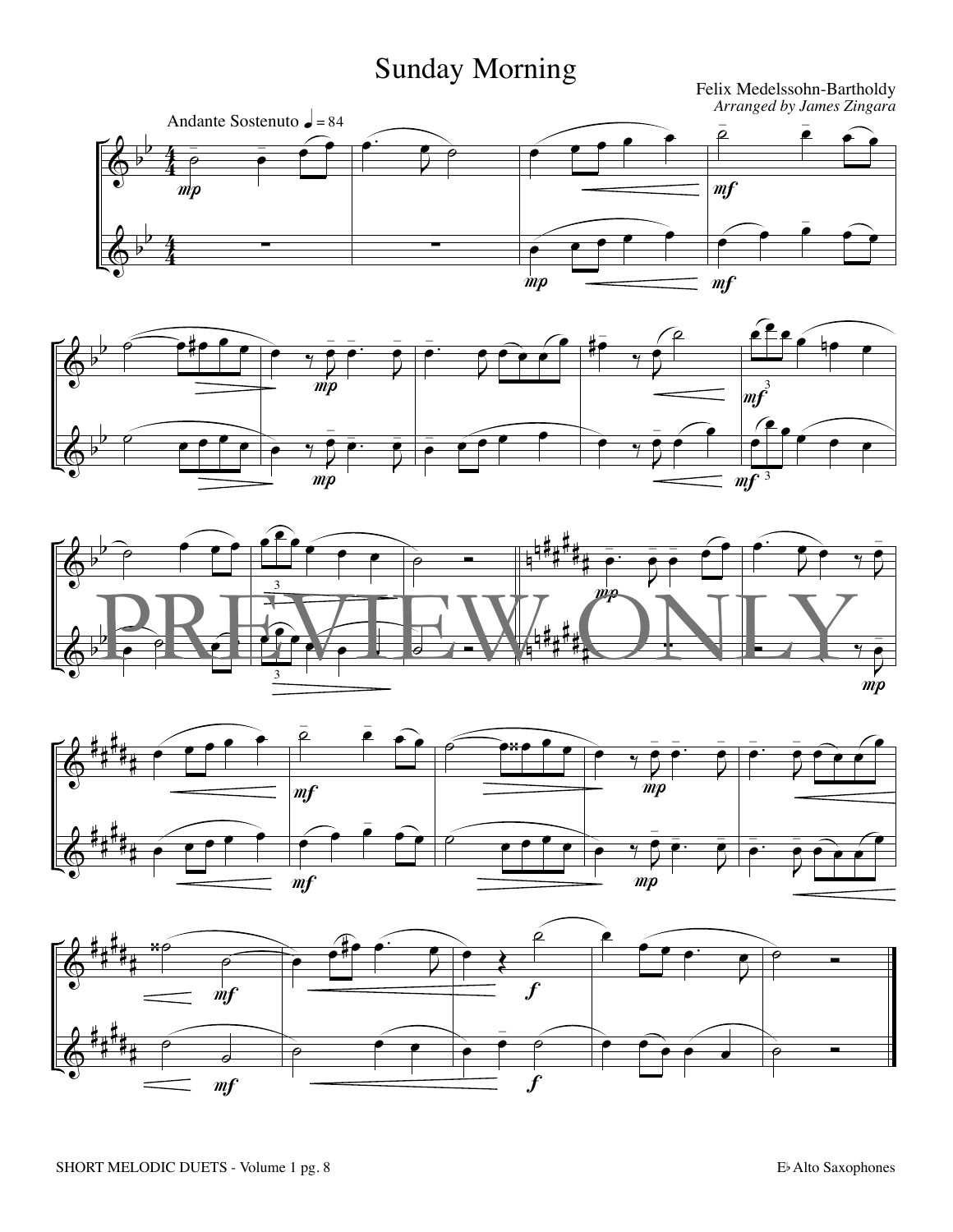# Sunday Morning

Felix Medelssohn-Bartholdy
*Arranged by James Zingara*

Andante Sostenuto ♩ = 84

PREVIEW ONLY

SHORT MELODIC DUETS - Volume 1 pg. 8

E♭ Alto Saxophones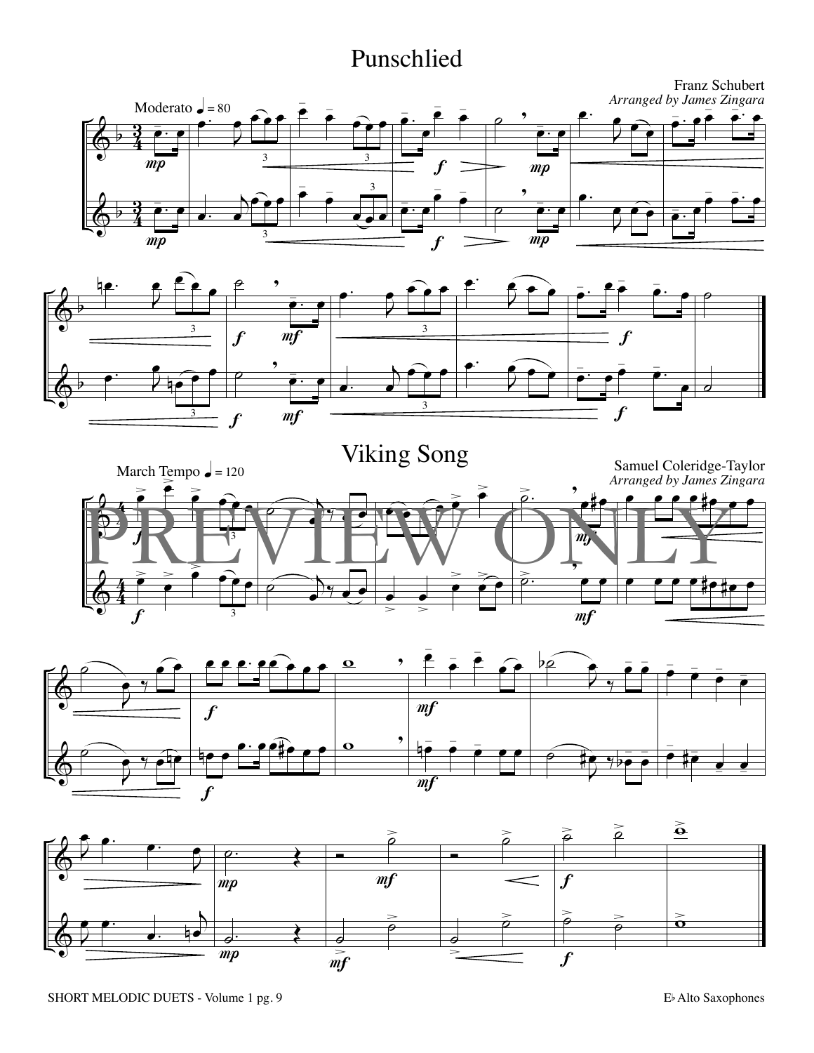# Punschlied

Franz Schubert
*Arranged by James Zingara*

Moderato ♩ = 80

# Viking Song

Samuel Coleridge-Taylor
*Arranged by James Zingara*

March Tempo ♩ = 120

PREVIEW ONLY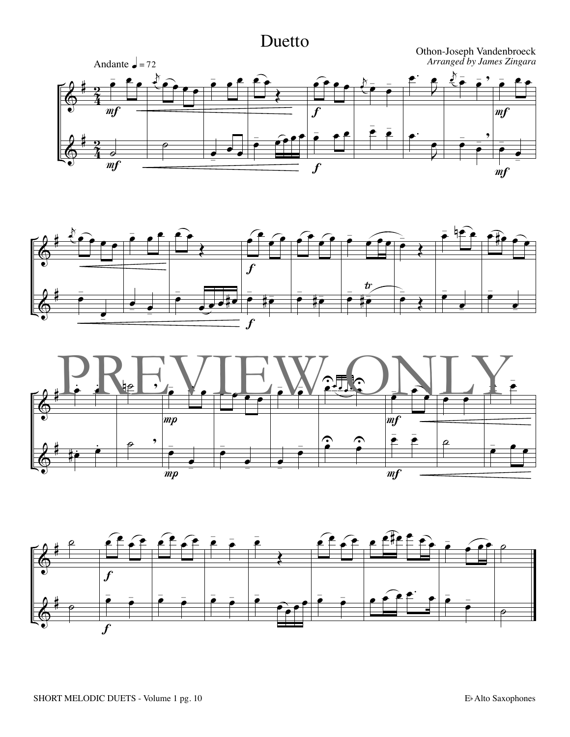# Duetto

Othon-Joseph Vandenbroeck

*Arranged by James Zingara*

Andante ♩ = 72

PREVIEW ONLY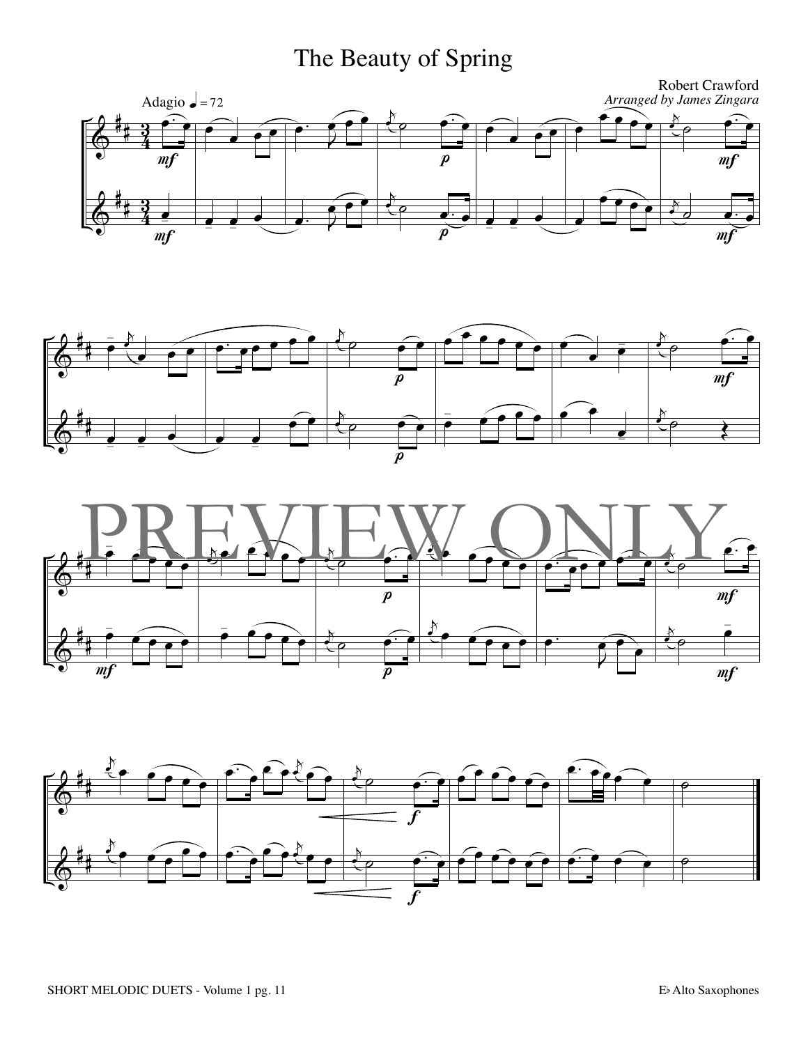# The Beauty of Spring

Robert Crawford
*Arranged by James Zingara*

Adagio ♩ = 72

PREVIEW ONLY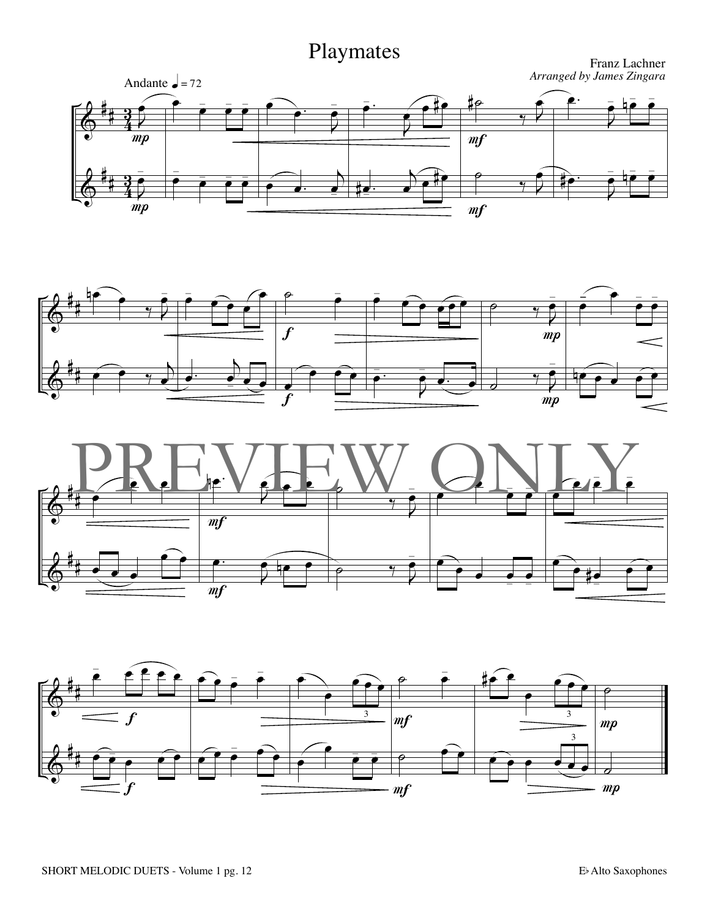# Playmates

Franz Lachner

*Arranged by James Zingara*

Andante ♩ = 72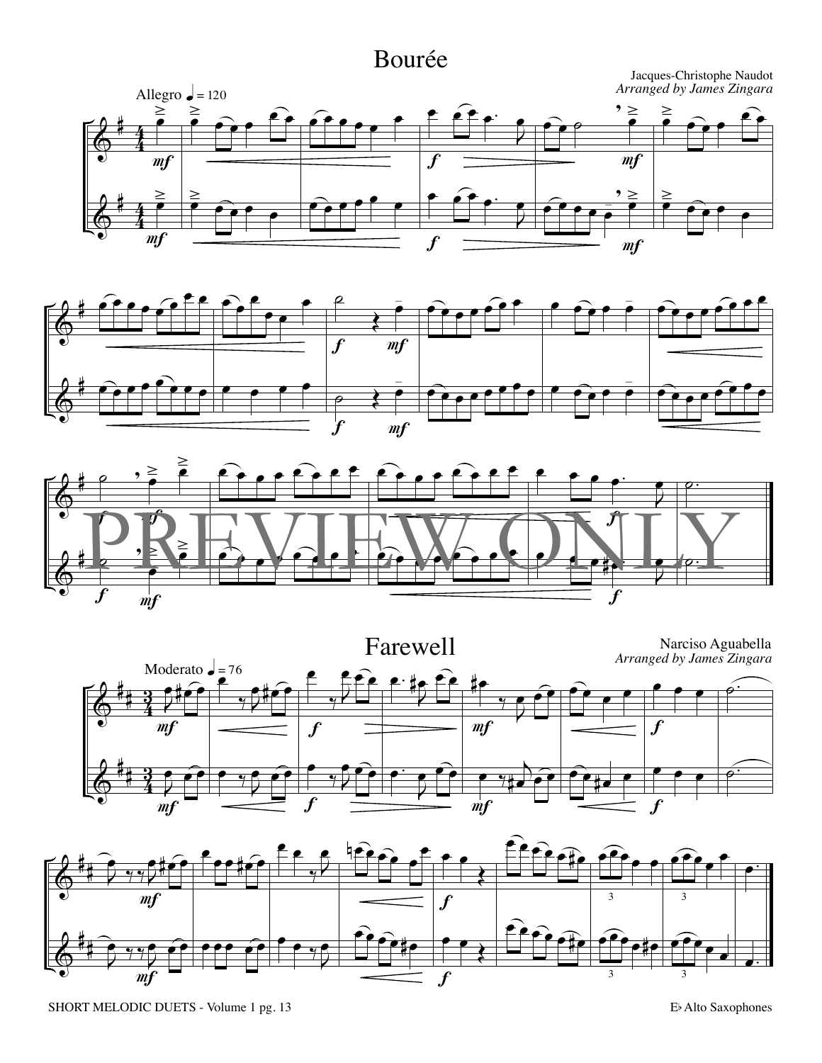# Bourée

Jacques-Christophe Naudot
*Arranged by James Zingara*

Allegro ♩ = 120

# Farewell

Narciso Aguabella
*Arranged by James Zingara*

Moderato ♩ = 76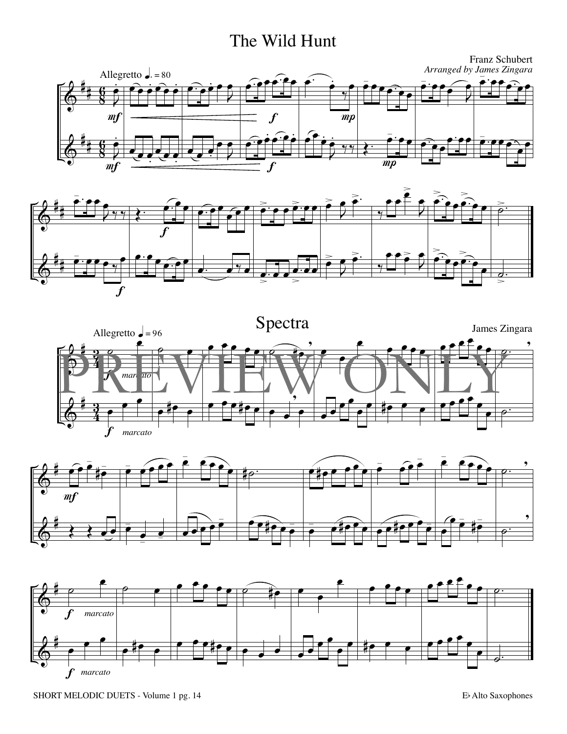# The Wild Hunt

Franz Schubert

*Arranged by James Zingara*

Allegretto ♩. = 80

# Spectra

James Zingara

Allegretto ♩ = 96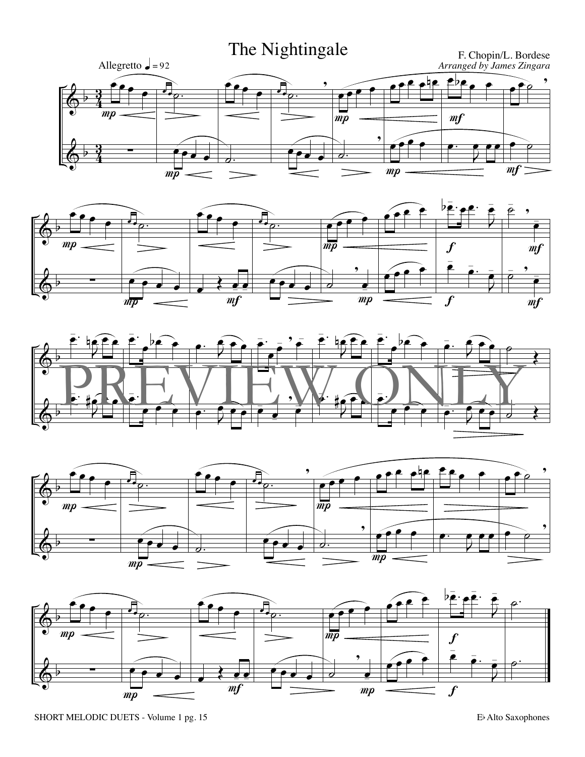# The Nightingale

F. Chopin/L. Bordese

*Arranged by James Zingara*

Allegretto ♩ = 92

PREVIEW ONLY

SHORT MELODIC DUETS - Volume 1 pg. 15

E♭ Alto Saxophones